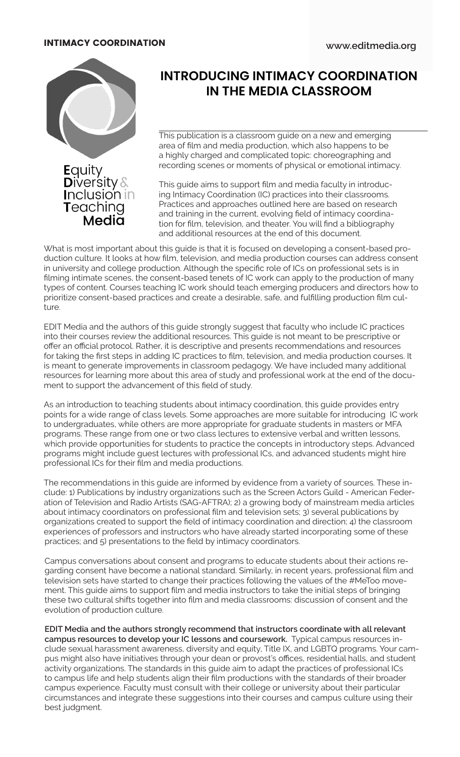# INTRODUCING INTIMACY COORDINATION IN THE MEDIA CLASSROOM

Equity Diversity & Inclusion in Teaching Media

This publication is a classroom guide on a new and emerging area of film and media production, which also happens to be a highly charged and complicated topic: choreographing and recording scenes or moments of physical or emotional intimacy.

This guide aims to support film and media faculty in introducing Intimacy Coordination (IC) practices into their classrooms. Practices and approaches outlined here are based on research and training in the current, evolving field of intimacy coordination for film, television, and theater. You will find a bibliography and additional resources at the end of this document.

What is most important about this guide is that it is focused on developing a consent-based production culture. It looks at how film, television, and media production courses can address consent in university and college production. Although the specific role of ICs on professional sets is in filming intimate scenes, the consent-based tenets of IC work can apply to the production of many types of content. Courses teaching IC work should teach emerging producers and directors how to prioritize consent-based practices and create a desirable, safe, and fulfilling production film culture.

EDIT Media and the authors of this guide strongly suggest that faculty who include IC practices into their courses review the additional resources. This guide is not meant to be prescriptive or offer an official protocol. Rather, it is descriptive and presents recommendations and resources for taking the first steps in adding IC practices to film, television, and media production courses. It is meant to generate improvements in classroom pedagogy. We have included many additional resources for learning more about this area of study and professional work at the end of the document to support the advancement of this field of study.

As an introduction to teaching students about intimacy coordination, this guide provides entry points for a wide range of class levels. Some approaches are more suitable for introducing IC work to undergraduates, while others are more appropriate for graduate students in masters or MFA programs. These range from one or two class lectures to extensive verbal and written lessons, which provide opportunities for students to practice the concepts in introductory steps. Advanced programs might include guest lectures with professional ICs, and advanced students might hire professional ICs for their film and media productions.

The recommendations in this guide are informed by evidence from a variety of sources. These include: 1) Publications by industry organizations such as the Screen Actors Guild - American Federation of Television and Radio Artists (SAG-AFTRA); 2) a growing body of mainstream media articles about intimacy coordinators on professional film and television sets; 3) several publications by organizations created to support the field of intimacy coordination and direction; 4) the classroom experiences of professors and instructors who have already started incorporating some of these practices; and 5) presentations to the field by intimacy coordinators.

Campus conversations about consent and programs to educate students about their actions regarding consent have become a national standard. Similarly, in recent years, professional film and television sets have started to change their practices following the values of the #MeToo movement. This guide aims to support film and media instructors to take the initial steps of bringing these two cultural shifts together into film and media classrooms: discussion of consent and the evolution of production culture.

**EDIT Media and the authors strongly recommend that instructors coordinate with all relevant campus resources to develop your IC lessons and coursework.** Typical campus resources include sexual harassment awareness, diversity and equity, Title IX, and LGBTQ programs. Your campus might also have initiatives through your dean or provost's offices, residential halls, and student activity organizations. The standards in this guide aim to adapt the practices of professional ICs to campus life and help students align their film productions with the standards of their broader campus experience. Faculty must consult with their college or university about their particular circumstances and integrate these suggestions into their courses and campus culture using their best judgment.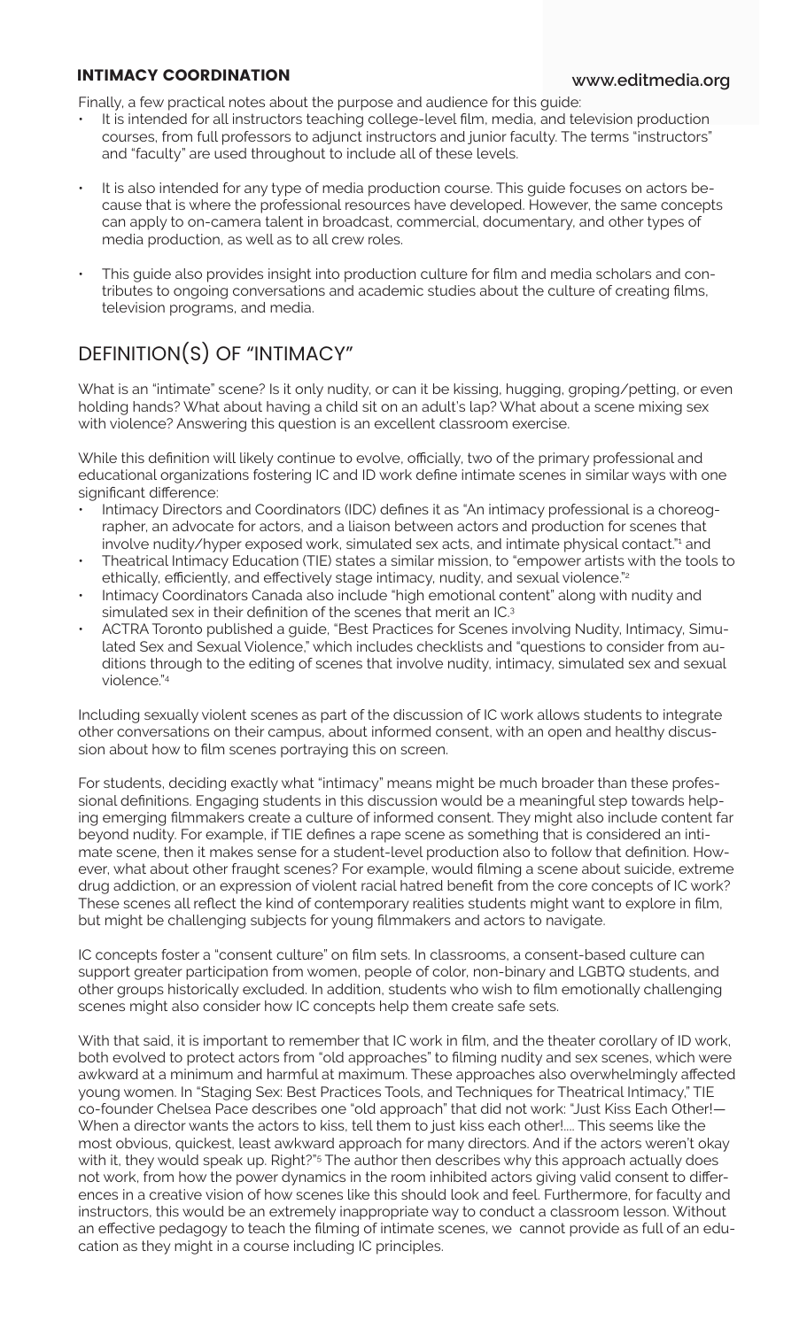Finally, a few practical notes about the purpose and audience for this guide:

- It is intended for all instructors teaching college-level film, media, and television production courses, from full professors to adjunct instructors and junior faculty. The terms "instructors" and "faculty" are used throughout to include all of these levels.
- It is also intended for any type of media production course. This guide focuses on actors because that is where the professional resources have developed. However, the same concepts can apply to on-camera talent in broadcast, commercial, documentary, and other types of media production, as well as to all crew roles.
- This guide also provides insight into production culture for film and media scholars and contributes to ongoing conversations and academic studies about the culture of creating films, television programs, and media.

## DEFINITION(S) OF "INTIMACY"

What is an "intimate" scene? Is it only nudity, or can it be kissing, hugging, groping/petting, or even holding hands? What about having a child sit on an adult's lap? What about a scene mixing sex with violence? Answering this question is an excellent classroom exercise.

While this definition will likely continue to evolve, officially, two of the primary professional and educational organizations fostering IC and ID work define intimate scenes in similar ways with one significant difference:

- Intimacy Directors and Coordinators (IDC) defines it as "An intimacy professional is a choreographer, an advocate for actors, and a liaison between actors and production for scenes that involve nudity/hyper exposed work, simulated sex acts, and intimate physical contact."[1] and
- Theatrical Intimacy Education (TIE) states a similar mission, to "empower artists with the tools to ethically, efficiently, and effectively stage intimacy, nudity, and sexual violence."[2]
- Intimacy Coordinators Canada also include "high emotional content" along with nudity and simulated sex in their definition of the scenes that merit an IC.[3]
- ACTRA Toronto published a guide, "Best Practices for Scenes involving Nudity, Intimacy, Simulated Sex and Sexual Violence," which includes checklists and "questions to consider from auditions through to the editing of scenes that involve nudity, intimacy, simulated sex and sexual violence."[4]

Including sexually violent scenes as part of the discussion of IC work allows students to integrate other conversations on their campus, about informed consent, with an open and healthy discussion about how to film scenes portraying this on screen.

For students, deciding exactly what "intimacy" means might be much broader than these professional definitions. Engaging students in this discussion would be a meaningful step towards helping emerging filmmakers create a culture of informed consent. They might also include content far beyond nudity. For example, if TIE defines a rape scene as something that is considered an intimate scene, then it makes sense for a student-level production also to follow that definition. However, what about other fraught scenes? For example, would filming a scene about suicide, extreme drug addiction, or an expression of violent racial hatred benefit from the core concepts of IC work? These scenes all reflect the kind of contemporary realities students might want to explore in film, but might be challenging subjects for young filmmakers and actors to navigate.

IC concepts foster a "consent culture" on film sets. In classrooms, a consent-based culture can support greater participation from women, people of color, non-binary and LGBTQ students, and other groups historically excluded. In addition, students who wish to film emotionally challenging scenes might also consider how IC concepts help them create safe sets.

With that said, it is important to remember that IC work in film, and the theater corollary of ID work, both evolved to protect actors from "old approaches" to filming nudity and sex scenes, which were awkward at a minimum and harmful at maximum. These approaches also overwhelmingly affected young women. In "Staging Sex: Best Practices Tools, and Techniques for Theatrical Intimacy," TIE co-founder Chelsea Pace describes one "old approach" that did not work: "Just Kiss Each Other!— When a director wants the actors to kiss, tell them to just kiss each other!.... This seems like the most obvious, quickest, least awkward approach for many directors. And if the actors weren't okay with it, they would speak up. Right?"[5] The author then describes why this approach actually does not work, from how the power dynamics in the room inhibited actors giving valid consent to differences in a creative vision of how scenes like this should look and feel. Furthermore, for faculty and instructors, this would be an extremely inappropriate way to conduct a classroom lesson. Without an effective pedagogy to teach the filming of intimate scenes, we cannot provide as full of an education as they might in a course including IC principles.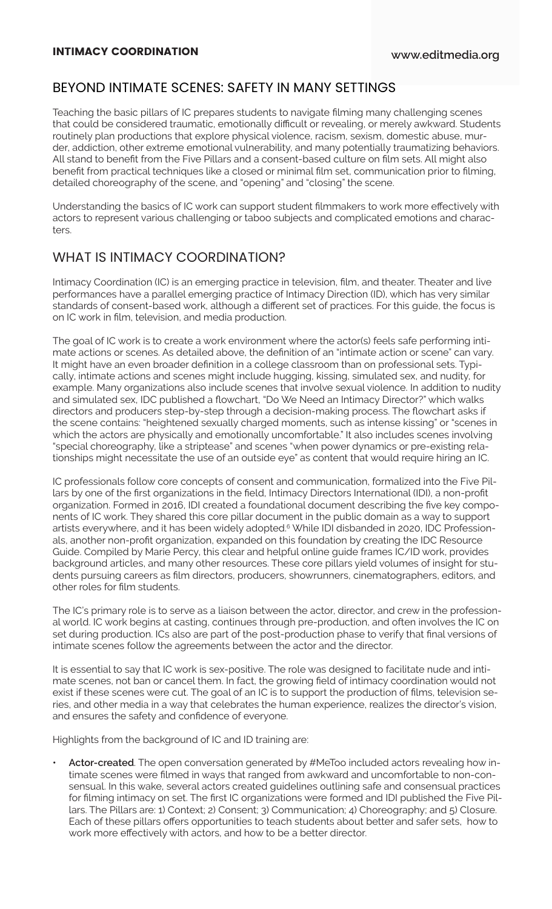## BEYOND INTIMATE SCENES: SAFETY IN MANY SETTINGS

Teaching the basic pillars of IC prepares students to navigate filming many challenging scenes that could be considered traumatic, emotionally difficult or revealing, or merely awkward. Students routinely plan productions that explore physical violence, racism, sexism, domestic abuse, murder, addiction, other extreme emotional vulnerability, and many potentially traumatizing behaviors. All stand to benefit from the Five Pillars and a consent-based culture on film sets. All might also benefit from practical techniques like a closed or minimal film set, communication prior to filming, detailed choreography of the scene, and "opening" and "closing" the scene.

Understanding the basics of IC work can support student filmmakers to work more effectively with actors to represent various challenging or taboo subjects and complicated emotions and characters.

## WHAT IS INTIMACY COORDINATION?

Intimacy Coordination (IC) is an emerging practice in television, film, and theater. Theater and live performances have a parallel emerging practice of Intimacy Direction (ID), which has very similar standards of consent-based work, although a different set of practices. For this guide, the focus is on IC work in film, television, and media production.

The goal of IC work is to create a work environment where the actor(s) feels safe performing intimate actions or scenes. As detailed above, the definition of an "intimate action or scene" can vary. It might have an even broader definition in a college classroom than on professional sets. Typically, intimate actions and scenes might include hugging, kissing, simulated sex, and nudity, for example. Many organizations also include scenes that involve sexual violence. In addition to nudity and simulated sex, IDC published a flowchart, "Do We Need an Intimacy Director?" which walks directors and producers step-by-step through a decision-making process. The flowchart asks if the scene contains: "heightened sexually charged moments, such as intense kissing" or "scenes in which the actors are physically and emotionally uncomfortable." It also includes scenes involving "special choreography, like a striptease" and scenes "when power dynamics or pre-existing relationships might necessitate the use of an outside eye" as content that would require hiring an IC.

IC professionals follow core concepts of consent and communication, formalized into the Five Pillars by one of the first organizations in the field, Intimacy Directors International (IDI), a non-profit organization. Formed in 2016, IDI created a foundational document describing the five key components of IC work. They shared this core pillar document in the public domain as a way to support artists everywhere, and it has been widely adopted.[6] While IDI disbanded in 2020, IDC Professionals, another non-profit organization, expanded on this foundation by creating the IDC Resource Guide. Compiled by Marie Percy, this clear and helpful online guide frames IC/ID work, provides background articles, and many other resources. These core pillars yield volumes of insight for students pursuing careers as film directors, producers, showrunners, cinematographers, editors, and other roles for film students.

The IC's primary role is to serve as a liaison between the actor, director, and crew in the professional world. IC work begins at casting, continues through pre-production, and often involves the IC on set during production. ICs also are part of the post-production phase to verify that final versions of intimate scenes follow the agreements between the actor and the director.

It is essential to say that IC work is sex-positive. The role was designed to facilitate nude and intimate scenes, not ban or cancel them. In fact, the growing field of intimacy coordination would not exist if these scenes were cut. The goal of an IC is to support the production of films, television series, and other media in a way that celebrates the human experience, realizes the director's vision, and ensures the safety and confidence of everyone.

Highlights from the background of IC and ID training are:

- **Actor-created**. The open conversation generated by #MeToo included actors revealing how intimate scenes were filmed in ways that ranged from awkward and uncomfortable to non-consensual. In this wake, several actors created guidelines outlining safe and consensual practices for filming intimacy on set. The first IC organizations were formed and IDI published the Five Pillars. The Pillars are: 1) Context; 2) Consent; 3) Communication; 4) Choreography; and 5) Closure. Each of these pillars offers opportunities to teach students about better and safer sets, how to work more effectively with actors, and how to be a better director.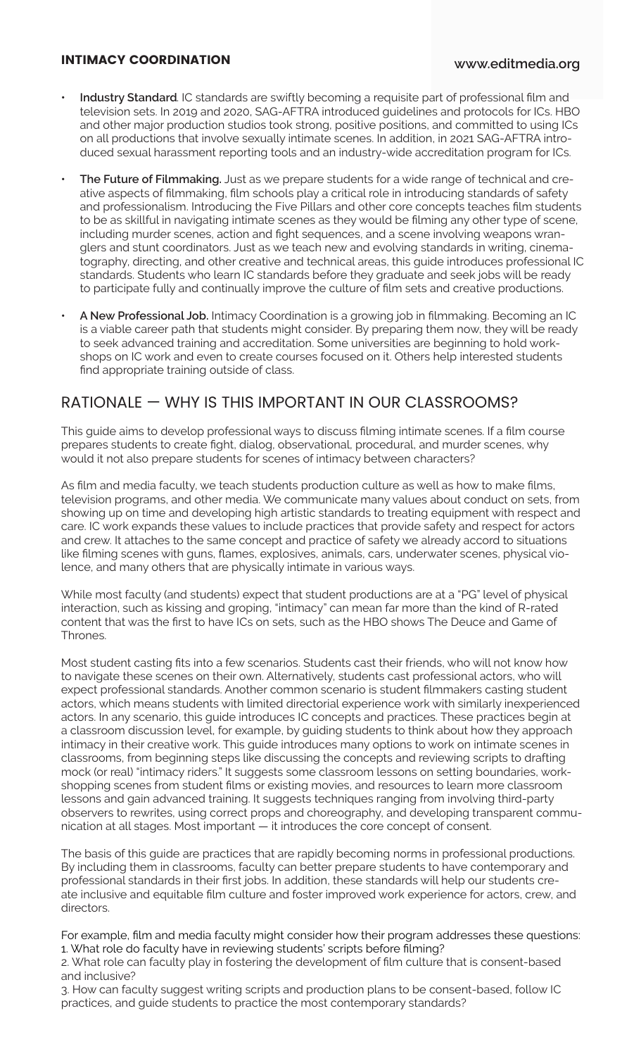- **Industry Standard**. IC standards are swiftly becoming a requisite part of professional film and television sets. In 2019 and 2020, SAG-AFTRA introduced guidelines and protocols for ICs. HBO and other major production studios took strong, positive positions, and committed to using ICs on all productions that involve sexually intimate scenes. In addition, in 2021 SAG-AFTRA introduced sexual harassment reporting tools and an industry-wide accreditation program for ICs.
- **The Future of Filmmaking.** Just as we prepare students for a wide range of technical and creative aspects of filmmaking, film schools play a critical role in introducing standards of safety and professionalism. Introducing the Five Pillars and other core concepts teaches film students to be as skillful in navigating intimate scenes as they would be filming any other type of scene, including murder scenes, action and fight sequences, and a scene involving weapons wranglers and stunt coordinators. Just as we teach new and evolving standards in writing, cinematography, directing, and other creative and technical areas, this guide introduces professional IC standards. Students who learn IC standards before they graduate and seek jobs will be ready to participate fully and continually improve the culture of film sets and creative productions.
- **A New Professional Job.** Intimacy Coordination is a growing job in filmmaking. Becoming an IC is a viable career path that students might consider. By preparing them now, they will be ready to seek advanced training and accreditation. Some universities are beginning to hold workshops on IC work and even to create courses focused on it. Others help interested students find appropriate training outside of class.

## RATIONALE — WHY IS THIS IMPORTANT IN OUR CLASSROOMS?

This guide aims to develop professional ways to discuss filming intimate scenes. If a film course prepares students to create fight, dialog, observational, procedural, and murder scenes, why would it not also prepare students for scenes of intimacy between characters?

As film and media faculty, we teach students production culture as well as how to make films, television programs, and other media. We communicate many values about conduct on sets, from showing up on time and developing high artistic standards to treating equipment with respect and care. IC work expands these values to include practices that provide safety and respect for actors and crew. It attaches to the same concept and practice of safety we already accord to situations like filming scenes with guns, flames, explosives, animals, cars, underwater scenes, physical violence, and many others that are physically intimate in various ways.

While most faculty (and students) expect that student productions are at a "PG" level of physical interaction, such as kissing and groping, "intimacy" can mean far more than the kind of R-rated content that was the first to have ICs on sets, such as the HBO shows The Deuce and Game of Thrones.

Most student casting fits into a few scenarios. Students cast their friends, who will not know how to navigate these scenes on their own. Alternatively, students cast professional actors, who will expect professional standards. Another common scenario is student filmmakers casting student actors, which means students with limited directorial experience work with similarly inexperienced actors. In any scenario, this guide introduces IC concepts and practices. These practices begin at a classroom discussion level, for example, by guiding students to think about how they approach intimacy in their creative work. This guide introduces many options to work on intimate scenes in classrooms, from beginning steps like discussing the concepts and reviewing scripts to drafting mock (or real) "intimacy riders." It suggests some classroom lessons on setting boundaries, workshopping scenes from student films or existing movies, and resources to learn more classroom lessons and gain advanced training. It suggests techniques ranging from involving third-party observers to rewrites, using correct props and choreography, and developing transparent communication at all stages. Most important — it introduces the core concept of consent.

The basis of this guide are practices that are rapidly becoming norms in professional productions. By including them in classrooms, faculty can better prepare students to have contemporary and professional standards in their first jobs. In addition, these standards will help our students create inclusive and equitable film culture and foster improved work experience for actors, crew, and directors.

For example, film and media faculty might consider how their program addresses these questions:

1. What role do faculty have in reviewing students' scripts before filming?
2. What role can faculty play in fostering the development of film culture that is consent-based and inclusive?
3. How can faculty suggest writing scripts and production plans to be consent-based, follow IC practices, and guide students to practice the most contemporary standards?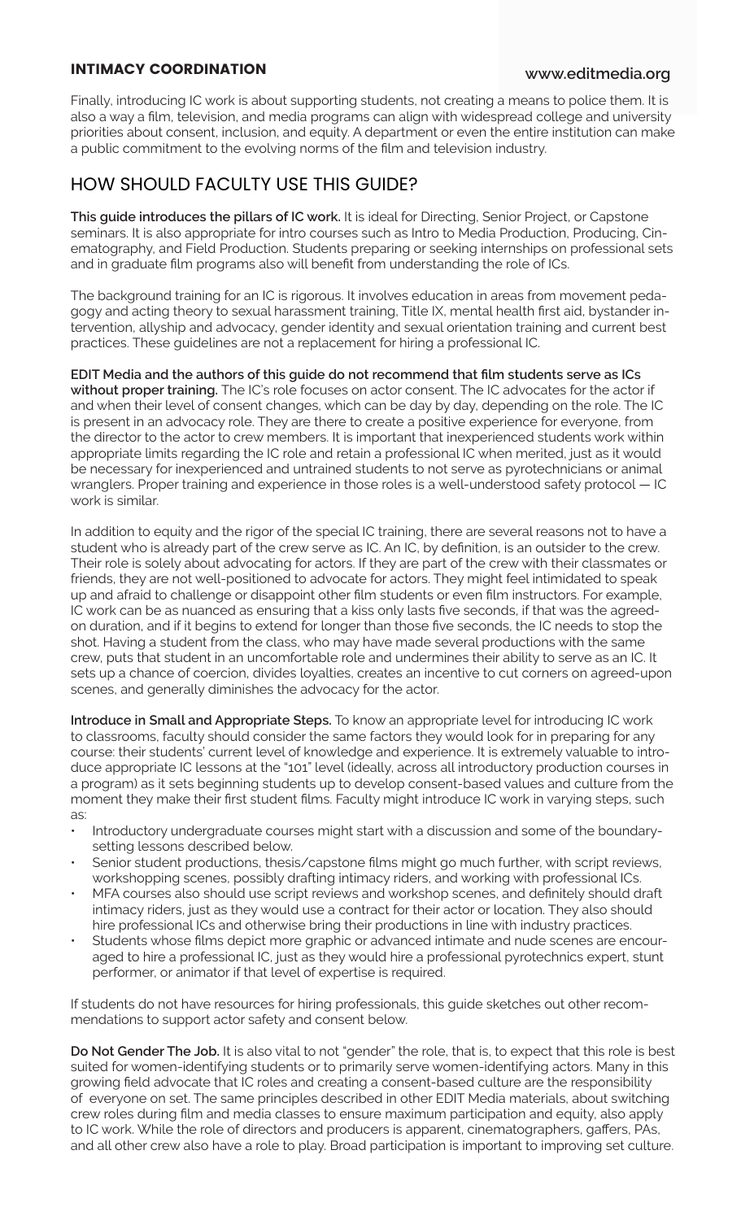Finally, introducing IC work is about supporting students, not creating a means to police them. It is also a way a film, television, and media programs can align with widespread college and university priorities about consent, inclusion, and equity. A department or even the entire institution can make a public commitment to the evolving norms of the film and television industry.

## HOW SHOULD FACULTY USE THIS GUIDE?

**This guide introduces the pillars of IC work.** It is ideal for Directing, Senior Project, or Capstone seminars. It is also appropriate for intro courses such as Intro to Media Production, Producing, Cinematography, and Field Production. Students preparing or seeking internships on professional sets and in graduate film programs also will benefit from understanding the role of ICs.

The background training for an IC is rigorous. It involves education in areas from movement pedagogy and acting theory to sexual harassment training, Title IX, mental health first aid, bystander intervention, allyship and advocacy, gender identity and sexual orientation training and current best practices. These guidelines are not a replacement for hiring a professional IC.

**EDIT Media and the authors of this guide do not recommend that film students serve as ICs without proper training.** The IC's role focuses on actor consent. The IC advocates for the actor if and when their level of consent changes, which can be day by day, depending on the role. The IC is present in an advocacy role. They are there to create a positive experience for everyone, from the director to the actor to crew members. It is important that inexperienced students work within appropriate limits regarding the IC role and retain a professional IC when merited, just as it would be necessary for inexperienced and untrained students to not serve as pyrotechnicians or animal wranglers. Proper training and experience in those roles is a well-understood safety protocol — IC work is similar.

In addition to equity and the rigor of the special IC training, there are several reasons not to have a student who is already part of the crew serve as IC. An IC, by definition, is an outsider to the crew. Their role is solely about advocating for actors. If they are part of the crew with their classmates or friends, they are not well-positioned to advocate for actors. They might feel intimidated to speak up and afraid to challenge or disappoint other film students or even film instructors. For example, IC work can be as nuanced as ensuring that a kiss only lasts five seconds, if that was the agreed-on duration, and if it begins to extend for longer than those five seconds, the IC needs to stop the shot. Having a student from the class, who may have made several productions with the same crew, puts that student in an uncomfortable role and undermines their ability to serve as an IC. It sets up a chance of coercion, divides loyalties, creates an incentive to cut corners on agreed-upon scenes, and generally diminishes the advocacy for the actor.

**Introduce in Small and Appropriate Steps.** To know an appropriate level for introducing IC work to classrooms, faculty should consider the same factors they would look for in preparing for any course: their students' current level of knowledge and experience. It is extremely valuable to introduce appropriate IC lessons at the "101" level (ideally, across all introductory production courses in a program) as it sets beginning students up to develop consent-based values and culture from the moment they make their first student films. Faculty might introduce IC work in varying steps, such as:

- Introductory undergraduate courses might start with a discussion and some of the boundary-setting lessons described below.
- Senior student productions, thesis/capstone films might go much further, with script reviews, workshopping scenes, possibly drafting intimacy riders, and working with professional ICs.
- MFA courses also should use script reviews and workshop scenes, and definitely should draft intimacy riders, just as they would use a contract for their actor or location. They also should hire professional ICs and otherwise bring their productions in line with industry practices.
- Students whose films depict more graphic or advanced intimate and nude scenes are encouraged to hire a professional IC, just as they would hire a professional pyrotechnics expert, stunt performer, or animator if that level of expertise is required.

If students do not have resources for hiring professionals, this guide sketches out other recommendations to support actor safety and consent below.

**Do Not Gender The Job.** It is also vital to not "gender" the role, that is, to expect that this role is best suited for women-identifying students or to primarily serve women-identifying actors. Many in this growing field advocate that IC roles and creating a consent-based culture are the responsibility of everyone on set. The same principles described in other EDIT Media materials, about switching crew roles during film and media classes to ensure maximum participation and equity, also apply to IC work. While the role of directors and producers is apparent, cinematographers, gaffers, PAs, and all other crew also have a role to play. Broad participation is important to improving set culture.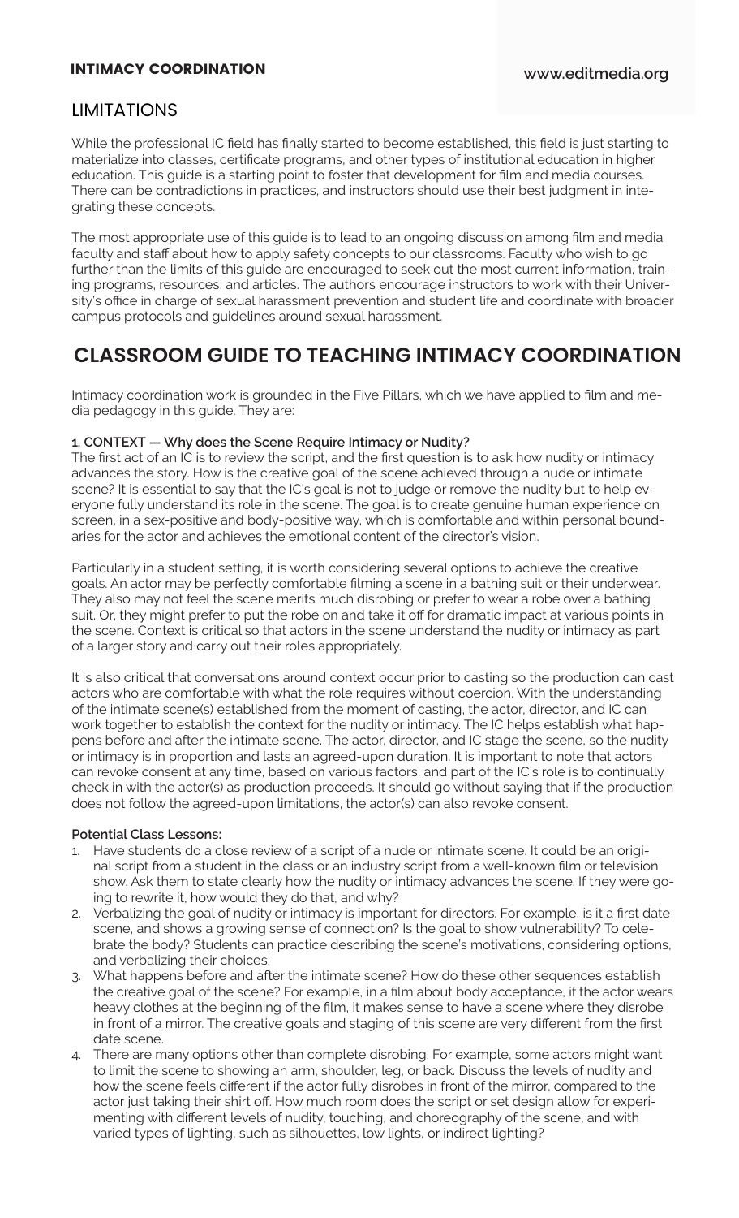## LIMITATIONS

While the professional IC field has finally started to become established, this field is just starting to materialize into classes, certificate programs, and other types of institutional education in higher education. This guide is a starting point to foster that development for film and media courses. There can be contradictions in practices, and instructors should use their best judgment in integrating these concepts.

The most appropriate use of this guide is to lead to an ongoing discussion among film and media faculty and staff about how to apply safety concepts to our classrooms. Faculty who wish to go further than the limits of this guide are encouraged to seek out the most current information, training programs, resources, and articles. The authors encourage instructors to work with their University's office in charge of sexual harassment prevention and student life and coordinate with broader campus protocols and guidelines around sexual harassment.

# CLASSROOM GUIDE TO TEACHING INTIMACY COORDINATION

Intimacy coordination work is grounded in the Five Pillars, which we have applied to film and media pedagogy in this guide. They are:

**1. CONTEXT — Why does the Scene Require Intimacy or Nudity?**

The first act of an IC is to review the script, and the first question is to ask how nudity or intimacy advances the story. How is the creative goal of the scene achieved through a nude or intimate scene? It is essential to say that the IC's goal is not to judge or remove the nudity but to help everyone fully understand its role in the scene. The goal is to create genuine human experience on screen, in a sex-positive and body-positive way, which is comfortable and within personal boundaries for the actor and achieves the emotional content of the director's vision.

Particularly in a student setting, it is worth considering several options to achieve the creative goals. An actor may be perfectly comfortable filming a scene in a bathing suit or their underwear. They also may not feel the scene merits much disrobing or prefer to wear a robe over a bathing suit. Or, they might prefer to put the robe on and take it off for dramatic impact at various points in the scene. Context is critical so that actors in the scene understand the nudity or intimacy as part of a larger story and carry out their roles appropriately.

It is also critical that conversations around context occur prior to casting so the production can cast actors who are comfortable with what the role requires without coercion. With the understanding of the intimate scene(s) established from the moment of casting, the actor, director, and IC can work together to establish the context for the nudity or intimacy. The IC helps establish what happens before and after the intimate scene. The actor, director, and IC stage the scene, so the nudity or intimacy is in proportion and lasts an agreed-upon duration. It is important to note that actors can revoke consent at any time, based on various factors, and part of the IC's role is to continually check in with the actor(s) as production proceeds. It should go without saying that if the production does not follow the agreed-upon limitations, the actor(s) can also revoke consent.

**Potential Class Lessons:**

1. Have students do a close review of a script of a nude or intimate scene. It could be an original script from a student in the class or an industry script from a well-known film or television show. Ask them to state clearly how the nudity or intimacy advances the scene. If they were going to rewrite it, how would they do that, and why?
2. Verbalizing the goal of nudity or intimacy is important for directors. For example, is it a first date scene, and shows a growing sense of connection? Is the goal to show vulnerability? To celebrate the body? Students can practice describing the scene's motivations, considering options, and verbalizing their choices.
3. What happens before and after the intimate scene? How do these other sequences establish the creative goal of the scene? For example, in a film about body acceptance, if the actor wears heavy clothes at the beginning of the film, it makes sense to have a scene where they disrobe in front of a mirror. The creative goals and staging of this scene are very different from the first date scene.
4. There are many options other than complete disrobing. For example, some actors might want to limit the scene to showing an arm, shoulder, leg, or back. Discuss the levels of nudity and how the scene feels different if the actor fully disrobes in front of the mirror, compared to the actor just taking their shirt off. How much room does the script or set design allow for experimenting with different levels of nudity, touching, and choreography of the scene, and with varied types of lighting, such as silhouettes, low lights, or indirect lighting?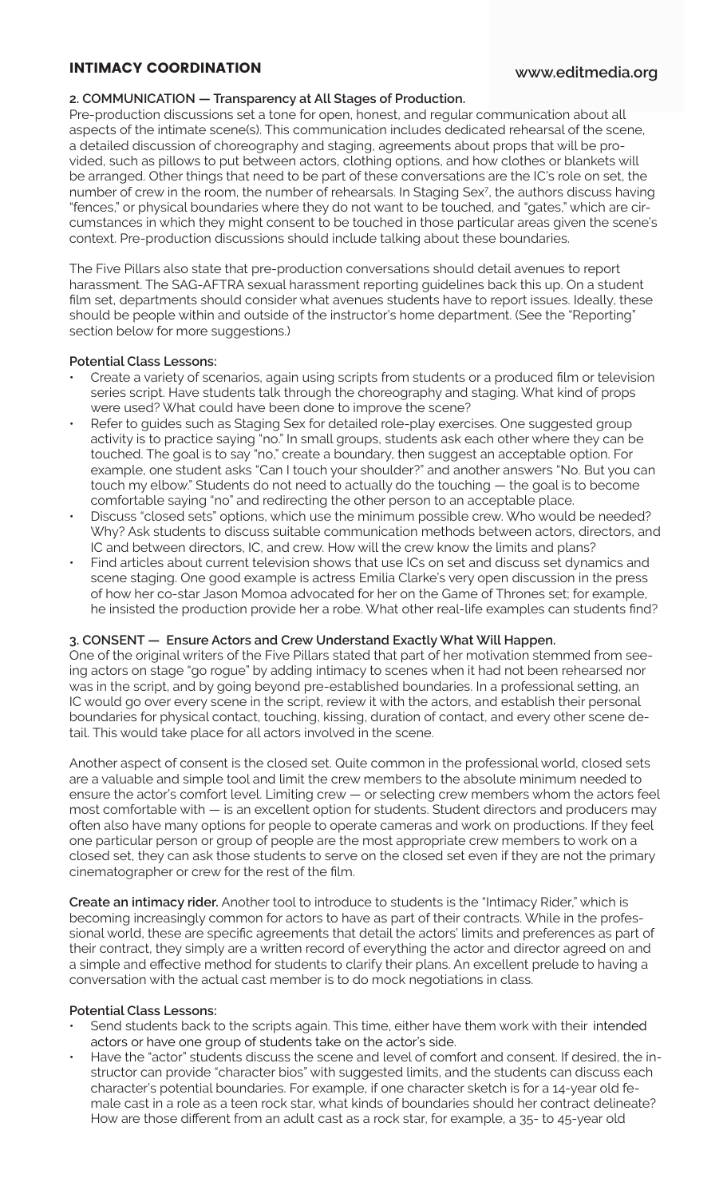## 2. COMMUNICATION — Transparency at All Stages of Production.

Pre-production discussions set a tone for open, honest, and regular communication about all aspects of the intimate scene(s). This communication includes dedicated rehearsal of the scene, a detailed discussion of choreography and staging, agreements about props that will be provided, such as pillows to put between actors, clothing options, and how clothes or blankets will be arranged. Other things that need to be part of these conversations are the IC's role on set, the number of crew in the room, the number of rehearsals. In Staging Sex[7], the authors discuss having "fences," or physical boundaries where they do not want to be touched, and "gates," which are circumstances in which they might consent to be touched in those particular areas given the scene's context. Pre-production discussions should include talking about these boundaries.

The Five Pillars also state that pre-production conversations should detail avenues to report harassment. The SAG-AFTRA sexual harassment reporting guidelines back this up. On a student film set, departments should consider what avenues students have to report issues. Ideally, these should be people within and outside of the instructor's home department. (See the "Reporting" section below for more suggestions.)

**Potential Class Lessons:**

- Create a variety of scenarios, again using scripts from students or a produced film or television series script. Have students talk through the choreography and staging. What kind of props were used? What could have been done to improve the scene?
- Refer to guides such as Staging Sex for detailed role-play exercises. One suggested group activity is to practice saying "no." In small groups, students ask each other where they can be touched. The goal is to say "no," create a boundary, then suggest an acceptable option. For example, one student asks "Can I touch your shoulder?" and another answers "No. But you can touch my elbow." Students do not need to actually do the touching — the goal is to become comfortable saying "no" and redirecting the other person to an acceptable place.
- Discuss "closed sets" options, which use the minimum possible crew. Who would be needed? Why? Ask students to discuss suitable communication methods between actors, directors, and IC and between directors, IC, and crew. How will the crew know the limits and plans?
- Find articles about current television shows that use ICs on set and discuss set dynamics and scene staging. One good example is actress Emilia Clarke's very open discussion in the press of how her co-star Jason Momoa advocated for her on the Game of Thrones set; for example, he insisted the production provide her a robe. What other real-life examples can students find?

## 3. CONSENT — Ensure Actors and Crew Understand Exactly What Will Happen.

One of the original writers of the Five Pillars stated that part of her motivation stemmed from seeing actors on stage "go rogue" by adding intimacy to scenes when it had not been rehearsed nor was in the script, and by going beyond pre-established boundaries. In a professional setting, an IC would go over every scene in the script, review it with the actors, and establish their personal boundaries for physical contact, touching, kissing, duration of contact, and every other scene detail. This would take place for all actors involved in the scene.

Another aspect of consent is the closed set. Quite common in the professional world, closed sets are a valuable and simple tool and limit the crew members to the absolute minimum needed to ensure the actor's comfort level. Limiting crew — or selecting crew members whom the actors feel most comfortable with — is an excellent option for students. Student directors and producers may often also have many options for people to operate cameras and work on productions. If they feel one particular person or group of people are the most appropriate crew members to work on a closed set, they can ask those students to serve on the closed set even if they are not the primary cinematographer or crew for the rest of the film.

**Create an intimacy rider.** Another tool to introduce to students is the "Intimacy Rider," which is becoming increasingly common for actors to have as part of their contracts. While in the professional world, these are specific agreements that detail the actors' limits and preferences as part of their contract, they simply are a written record of everything the actor and director agreed on and a simple and effective method for students to clarify their plans. An excellent prelude to having a conversation with the actual cast member is to do mock negotiations in class.

**Potential Class Lessons:**

- Send students back to the scripts again. This time, either have them work with their intended actors or have one group of students take on the actor's side.
- Have the "actor" students discuss the scene and level of comfort and consent. If desired, the instructor can provide "character bios" with suggested limits, and the students can discuss each character's potential boundaries. For example, if one character sketch is for a 14-year old female cast in a role as a teen rock star, what kinds of boundaries should her contract delineate? How are those different from an adult cast as a rock star, for example, a 35- to 45-year old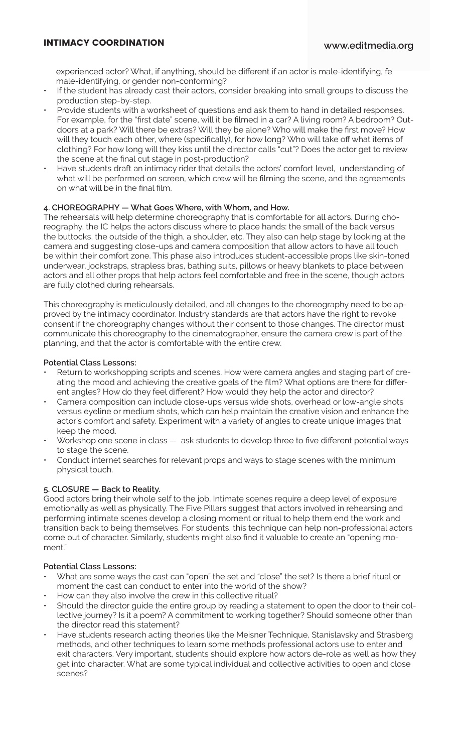experienced actor? What, if anything, should be different if an actor is male-identifying, female-identifying, or gender non-conforming?

- If the student has already cast their actors, consider breaking into small groups to discuss the production step-by-step.
- Provide students with a worksheet of questions and ask them to hand in detailed responses. For example, for the "first date" scene, will it be filmed in a car? A living room? A bedroom? Outdoors at a park? Will there be extras? Will they be alone? Who will make the first move? How will they touch each other, where (specifically), for how long? Who will take off what items of clothing? For how long will they kiss until the director calls "cut"? Does the actor get to review the scene at the final cut stage in post-production?
- Have students draft an intimacy rider that details the actors' comfort level, understanding of what will be performed on screen, which crew will be filming the scene, and the agreements on what will be in the final film.

**4. CHOREOGRAPHY — What Goes Where, with Whom, and How.**

The rehearsals will help determine choreography that is comfortable for all actors. During choreography, the IC helps the actors discuss where to place hands: the small of the back versus the buttocks, the outside of the thigh, a shoulder, etc. They also can help stage by looking at the camera and suggesting close-ups and camera composition that allow actors to have all touch be within their comfort zone. This phase also introduces student-accessible props like skin-toned underwear, jockstraps, strapless bras, bathing suits, pillows or heavy blankets to place between actors and all other props that help actors feel comfortable and free in the scene, though actors are fully clothed during rehearsals.

This choreography is meticulously detailed, and all changes to the choreography need to be approved by the intimacy coordinator. Industry standards are that actors have the right to revoke consent if the choreography changes without their consent to those changes. The director must communicate this choreography to the cinematographer, ensure the camera crew is part of the planning, and that the actor is comfortable with the entire crew.

**Potential Class Lessons:**

- Return to workshopping scripts and scenes. How were camera angles and staging part of creating the mood and achieving the creative goals of the film? What options are there for different angles? How do they feel different? How would they help the actor and director?
- Camera composition can include close-ups versus wide shots, overhead or low-angle shots versus eyeline or medium shots, which can help maintain the creative vision and enhance the actor's comfort and safety. Experiment with a variety of angles to create unique images that keep the mood.
- Workshop one scene in class — ask students to develop three to five different potential ways to stage the scene.
- Conduct internet searches for relevant props and ways to stage scenes with the minimum physical touch.

**5. CLOSURE — Back to Reality.**

Good actors bring their whole self to the job. Intimate scenes require a deep level of exposure emotionally as well as physically. The Five Pillars suggest that actors involved in rehearsing and performing intimate scenes develop a closing moment or ritual to help them end the work and transition back to being themselves. For students, this technique can help non-professional actors come out of character. Similarly, students might also find it valuable to create an "opening moment."

**Potential Class Lessons:**

- What are some ways the cast can "open" the set and "close" the set? Is there a brief ritual or moment the cast can conduct to enter into the world of the show?
- How can they also involve the crew in this collective ritual?
- Should the director guide the entire group by reading a statement to open the door to their collective journey? Is it a poem? A commitment to working together? Should someone other than the director read this statement?
- Have students research acting theories like the Meisner Technique, Stanislavsky and Strasberg methods, and other techniques to learn some methods professional actors use to enter and exit characters. Very important, students should explore how actors de-role as well as how they get into character. What are some typical individual and collective activities to open and close scenes?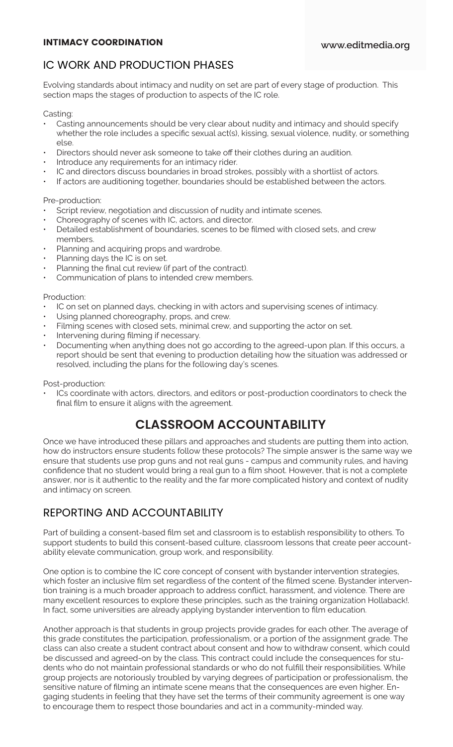## IC WORK AND PRODUCTION PHASES

Evolving standards about intimacy and nudity on set are part of every stage of production. This section maps the stages of production to aspects of the IC role.

Casting:

- Casting announcements should be very clear about nudity and intimacy and should specify whether the role includes a specific sexual act(s), kissing, sexual violence, nudity, or something else.
- Directors should never ask someone to take off their clothes during an audition.
- Introduce any requirements for an intimacy rider.
- IC and directors discuss boundaries in broad strokes, possibly with a shortlist of actors.
- If actors are auditioning together, boundaries should be established between the actors.

Pre-production:

- Script review, negotiation and discussion of nudity and intimate scenes.
- Choreography of scenes with IC, actors, and director.
- Detailed establishment of boundaries, scenes to be filmed with closed sets, and crew members.
- Planning and acquiring props and wardrobe.
- Planning days the IC is on set.
- Planning the final cut review (if part of the contract).
- Communication of plans to intended crew members.

Production:

- IC on set on planned days, checking in with actors and supervising scenes of intimacy.
- Using planned choreography, props, and crew.
- Filming scenes with closed sets, minimal crew, and supporting the actor on set.
- Intervening during filming if necessary.
- Documenting when anything does not go according to the agreed-upon plan. If this occurs, a report should be sent that evening to production detailing how the situation was addressed or resolved, including the plans for the following day's scenes.

Post-production:

- ICs coordinate with actors, directors, and editors or post-production coordinators to check the final film to ensure it aligns with the agreement.

# CLASSROOM ACCOUNTABILITY

Once we have introduced these pillars and approaches and students are putting them into action, how do instructors ensure students follow these protocols? The simple answer is the same way we ensure that students use prop guns and not real guns - campus and community rules, and having confidence that no student would bring a real gun to a film shoot. However, that is not a complete answer, nor is it authentic to the reality and the far more complicated history and context of nudity and intimacy on screen.

## REPORTING AND ACCOUNTABILITY

Part of building a consent-based film set and classroom is to establish responsibility to others. To support students to build this consent-based culture, classroom lessons that create peer accountability elevate communication, group work, and responsibility.

One option is to combine the IC core concept of consent with bystander intervention strategies, which foster an inclusive film set regardless of the content of the filmed scene. Bystander intervention training is a much broader approach to address conflict, harassment, and violence. There are many excellent resources to explore these principles, such as the training organization Hollaback!. In fact, some universities are already applying bystander intervention to film education.

Another approach is that students in group projects provide grades for each other. The average of this grade constitutes the participation, professionalism, or a portion of the assignment grade. The class can also create a student contract about consent and how to withdraw consent, which could be discussed and agreed-on by the class. This contract could include the consequences for students who do not maintain professional standards or who do not fulfill their responsibilities. While group projects are notoriously troubled by varying degrees of participation or professionalism, the sensitive nature of filming an intimate scene means that the consequences are even higher. Engaging students in feeling that they have set the terms of their community agreement is one way to encourage them to respect those boundaries and act in a community-minded way.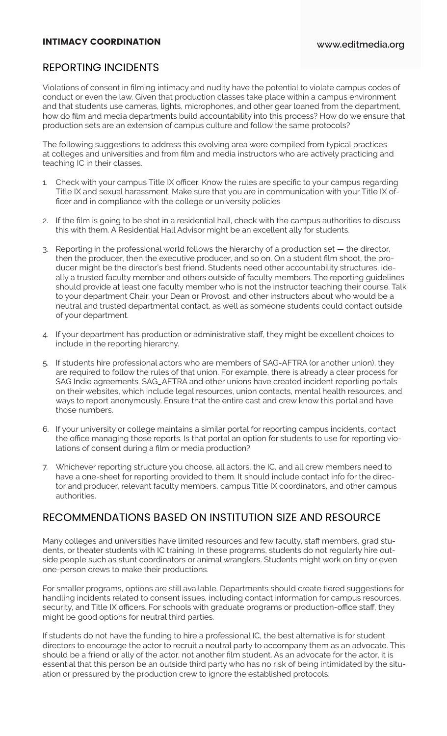## REPORTING INCIDENTS

Violations of consent in filming intimacy and nudity have the potential to violate campus codes of conduct or even the law. Given that production classes take place within a campus environment and that students use cameras, lights, microphones, and other gear loaned from the department, how do film and media departments build accountability into this process? How do we ensure that production sets are an extension of campus culture and follow the same protocols?

The following suggestions to address this evolving area were compiled from typical practices at colleges and universities and from film and media instructors who are actively practicing and teaching IC in their classes.

1. Check with your campus Title IX officer. Know the rules are specific to your campus regarding Title IX and sexual harassment. Make sure that you are in communication with your Title IX officer and in compliance with the college or university policies
2. If the film is going to be shot in a residential hall, check with the campus authorities to discuss this with them. A Residential Hall Advisor might be an excellent ally for students.
3. Reporting in the professional world follows the hierarchy of a production set — the director, then the producer, then the executive producer, and so on. On a student film shoot, the producer might be the director's best friend. Students need other accountability structures, ideally a trusted faculty member and others outside of faculty members. The reporting guidelines should provide at least one faculty member who is not the instructor teaching their course. Talk to your department Chair, your Dean or Provost, and other instructors about who would be a neutral and trusted departmental contact, as well as someone students could contact outside of your department.
4. If your department has production or administrative staff, they might be excellent choices to include in the reporting hierarchy.
5. If students hire professional actors who are members of SAG-AFTRA (or another union), they are required to follow the rules of that union. For example, there is already a clear process for SAG Indie agreements. SAG_AFTRA and other unions have created incident reporting portals on their websites, which include legal resources, union contacts, mental health resources, and ways to report anonymously. Ensure that the entire cast and crew know this portal and have those numbers.
6. If your university or college maintains a similar portal for reporting campus incidents, contact the office managing those reports. Is that portal an option for students to use for reporting violations of consent during a film or media production?
7. Whichever reporting structure you choose, all actors, the IC, and all crew members need to have a one-sheet for reporting provided to them. It should include contact info for the director and producer, relevant faculty members, campus Title IX coordinators, and other campus authorities.

## RECOMMENDATIONS BASED ON INSTITUTION SIZE AND RESOURCE

Many colleges and universities have limited resources and few faculty, staff members, grad students, or theater students with IC training. In these programs, students do not regularly hire outside people such as stunt coordinators or animal wranglers. Students might work on tiny or even one-person crews to make their productions.

For smaller programs, options are still available. Departments should create tiered suggestions for handling incidents related to consent issues, including contact information for campus resources, security, and Title IX officers. For schools with graduate programs or production-office staff, they might be good options for neutral third parties.

If students do not have the funding to hire a professional IC, the best alternative is for student directors to encourage the actor to recruit a neutral party to accompany them as an advocate. This should be a friend or ally of the actor, not another film student. As an advocate for the actor, it is essential that this person be an outside third party who has no risk of being intimidated by the situation or pressured by the production crew to ignore the established protocols.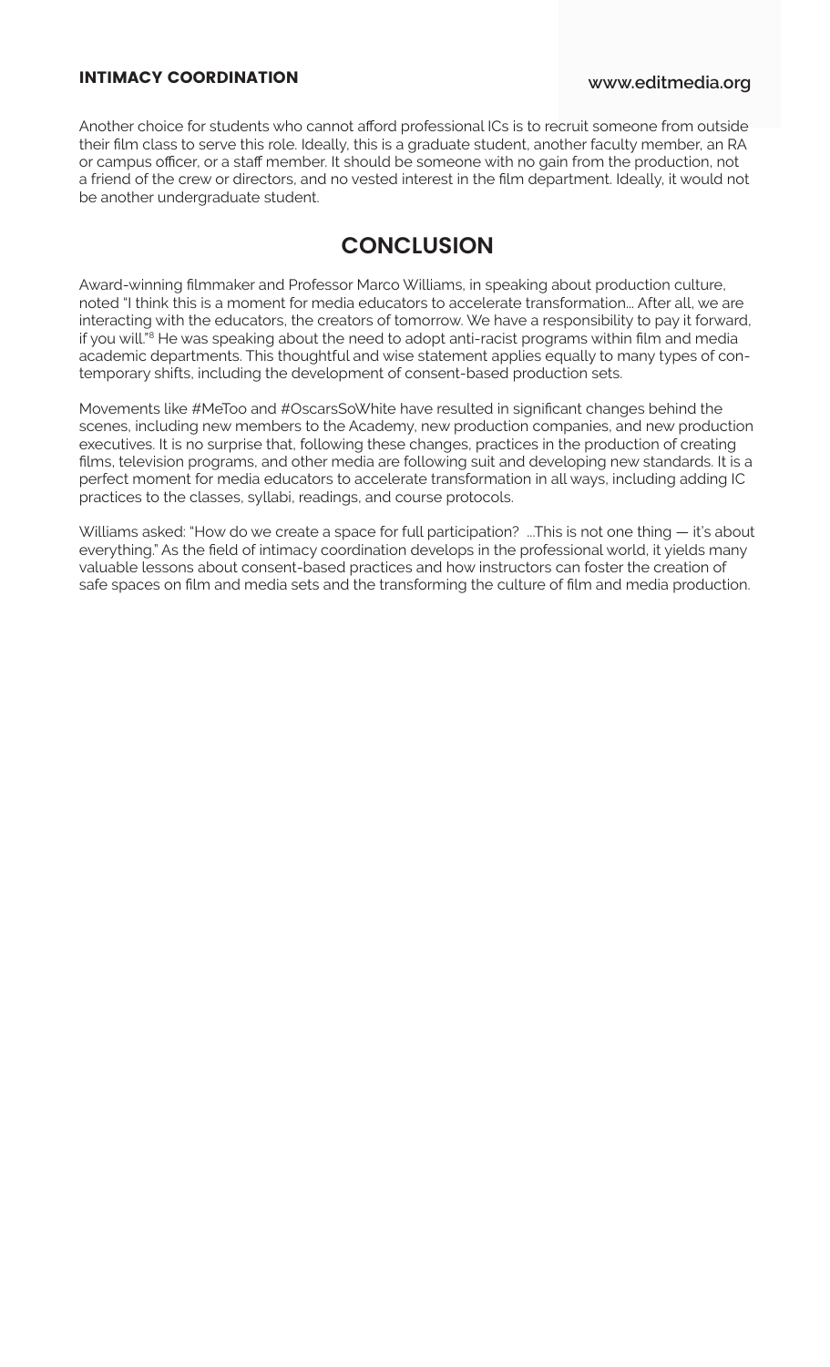Another choice for students who cannot afford professional ICs is to recruit someone from outside their film class to serve this role. Ideally, this is a graduate student, another faculty member, an RA or campus officer, or a staff member. It should be someone with no gain from the production, not a friend of the crew or directors, and no vested interest in the film department. Ideally, it would not be another undergraduate student.

## CONCLUSION

Award-winning filmmaker and Professor Marco Williams, in speaking about production culture, noted "I think this is a moment for media educators to accelerate transformation... After all, we are interacting with the educators, the creators of tomorrow. We have a responsibility to pay it forward, if you will."[8] He was speaking about the need to adopt anti-racist programs within film and media academic departments. This thoughtful and wise statement applies equally to many types of contemporary shifts, including the development of consent-based production sets.

Movements like #MeToo and #OscarsSoWhite have resulted in significant changes behind the scenes, including new members to the Academy, new production companies, and new production executives. It is no surprise that, following these changes, practices in the production of creating films, television programs, and other media are following suit and developing new standards. It is a perfect moment for media educators to accelerate transformation in all ways, including adding IC practices to the classes, syllabi, readings, and course protocols.

Williams asked: "How do we create a space for full participation? ...This is not one thing — it's about everything." As the field of intimacy coordination develops in the professional world, it yields many valuable lessons about consent-based practices and how instructors can foster the creation of safe spaces on film and media sets and the transforming the culture of film and media production.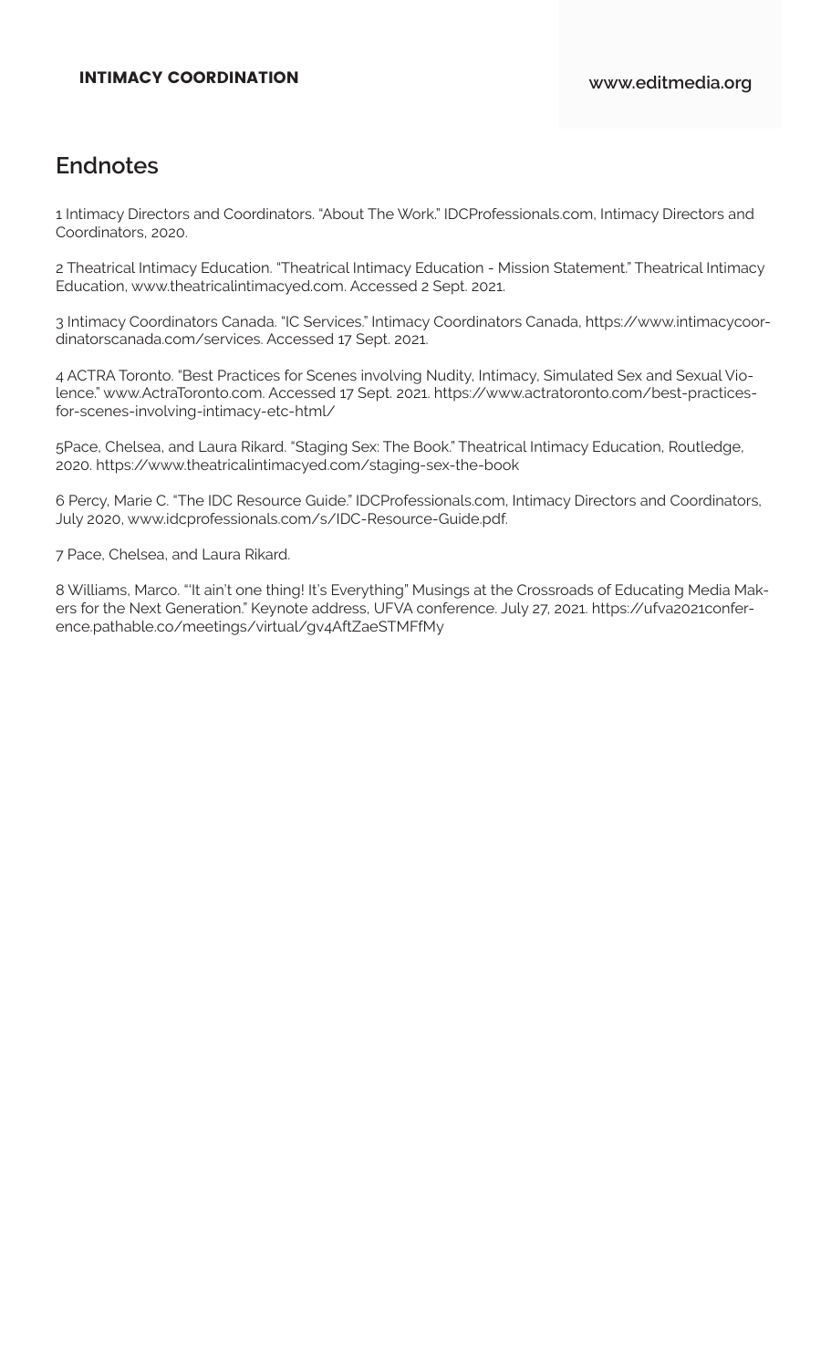## Endnotes

1 Intimacy Directors and Coordinators. "About The Work." IDCProfessionals.com, Intimacy Directors and Coordinators, 2020.

2 Theatrical Intimacy Education. "Theatrical Intimacy Education - Mission Statement." Theatrical Intimacy Education, www.theatricalintimacyed.com. Accessed 2 Sept. 2021.

3 Intimacy Coordinators Canada. "IC Services." Intimacy Coordinators Canada, https://www.intimacycoordinatorscanada.com/services. Accessed 17 Sept. 2021.

4 ACTRA Toronto. "Best Practices for Scenes involving Nudity, Intimacy, Simulated Sex and Sexual Violence." www.ActraToronto.com. Accessed 17 Sept. 2021. https://www.actratoronto.com/best-practices-for-scenes-involving-intimacy-etc-html/

5Pace, Chelsea, and Laura Rikard. "Staging Sex: The Book." Theatrical Intimacy Education, Routledge, 2020. https://www.theatricalintimacyed.com/staging-sex-the-book

6 Percy, Marie C. "The IDC Resource Guide." IDCProfessionals.com, Intimacy Directors and Coordinators, July 2020, www.idcprofessionals.com/s/IDC-Resource-Guide.pdf.

7 Pace, Chelsea, and Laura Rikard.

8 Williams, Marco. "'It ain't one thing! It's Everything" Musings at the Crossroads of Educating Media Makers for the Next Generation." Keynote address, UFVA conference. July 27, 2021. https://ufva2021conference.pathable.co/meetings/virtual/gv4AftZaeSTMFfMy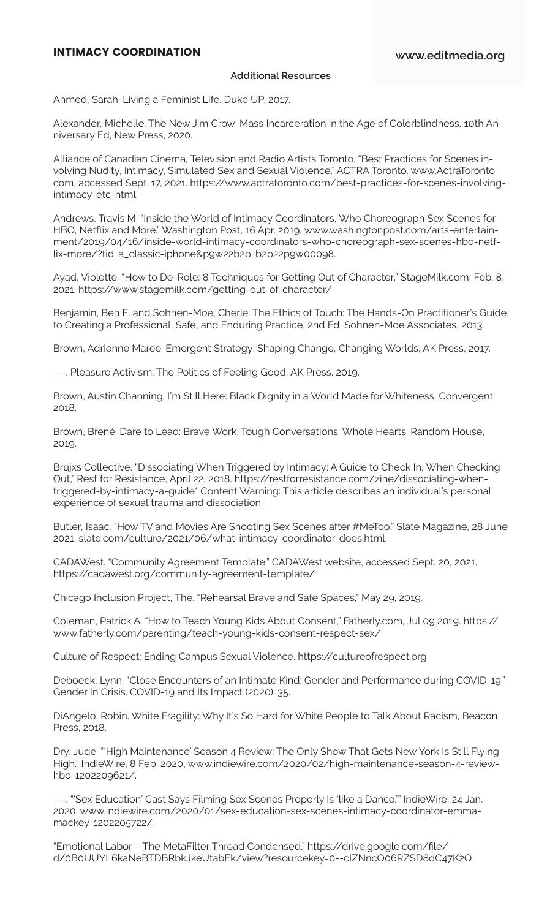**Additional Resources**

Ahmed, Sarah. Living a Feminist Life. Duke UP, 2017.

Alexander, Michelle. The New Jim Crow: Mass Incarceration in the Age of Colorblindness, 10th Anniversary Ed, New Press, 2020.

Alliance of Canadian Cinema, Television and Radio Artists Toronto. "Best Practices for Scenes involving Nudity, Intimacy, Simulated Sex and Sexual Violence." ACTRA Toronto. www.ActraToronto.com, accessed Sept. 17, 2021. https://www.actratoronto.com/best-practices-for-scenes-involving-intimacy-etc-html

Andrews, Travis M. "Inside the World of Intimacy Coordinators, Who Choreograph Sex Scenes for HBO, Netflix and More." Washington Post, 16 Apr. 2019, www.washingtonpost.com/arts-entertainment/2019/04/16/inside-world-intimacy-coordinators-who-choreograph-sex-scenes-hbo-netflix-more/?tid=a_classic-iphone&pg22b2p=b2p22pgw00098.

Ayad, Violette. "How to De-Role: 8 Techniques for Getting Out of Character," StageMilk.com, Feb. 8, 2021. https://www.stagemilk.com/getting-out-of-character/

Benjamin, Ben E. and Sohnen-Moe, Cherie. The Ethics of Touch: The Hands-On Practitioner's Guide to Creating a Professional, Safe, and Enduring Practice, 2nd Ed, Sohnen-Moe Associates, 2013.

Brown, Adrienne Maree. Emergent Strategy: Shaping Change, Changing Worlds, AK Press, 2017.

---. Pleasure Activism: The Politics of Feeling Good, AK Press, 2019.

Brown, Austin Channing. I'm Still Here: Black Dignity in a World Made for Whiteness, Convergent, 2018.

Brown, Brené. Dare to Lead: Brave Work. Tough Conversations. Whole Hearts. Random House, 2019.

Brujxs Collective. "Dissociating When Triggered by Intimacy: A Guide to Check In, When Checking Out," Rest for Resistance, April 22, 2018. https://restforresistance.com/zine/dissociating-when-triggered-by-intimacy-a-guide* Content Warning: This article describes an individual's personal experience of sexual trauma and dissociation.

Butler, Isaac. "How TV and Movies Are Shooting Sex Scenes after #MeToo." Slate Magazine, 28 June 2021, slate.com/culture/2021/06/what-intimacy-coordinator-does.html.

CADAWest. "Community Agreement Template." CADAWest website, accessed Sept. 20, 2021. https://cadawest.org/community-agreement-template/

Chicago Inclusion Project, The. "Rehearsal Brave and Safe Spaces," May 29, 2019.

Coleman, Patrick A. "How to Teach Young Kids About Consent," Fatherly.com, Jul 09 2019. https://www.fatherly.com/parenting/teach-young-kids-consent-respect-sex/

Culture of Respect: Ending Campus Sexual Violence. https://cultureofrespect.org

Deboeck, Lynn. "Close Encounters of an Intimate Kind: Gender and Performance during COVID-19." Gender In Crisis. COVID-19 and Its Impact (2020): 35.

DiAngelo, Robin. White Fragility: Why It's So Hard for White People to Talk About Racism, Beacon Press, 2018.

Dry, Jude. "'High Maintenance' Season 4 Review: The Only Show That Gets New York Is Still Flying High." IndieWire, 8 Feb. 2020, www.indiewire.com/2020/02/high-maintenance-season-4-review-hbo-1202209621/.

---. "'Sex Education' Cast Says Filming Sex Scenes Properly Is 'like a Dance.'" IndieWire, 24 Jan. 2020. www.indiewire.com/2020/01/sex-education-sex-scenes-intimacy-coordinator-emma-mackey-1202205722/.

"Emotional Labor – The MetaFilter Thread Condensed." https://drive.google.com/file/d/0B0UUYL6kaNeBTDBRbkJkeUtabEk/view?resourcekey=0--cIZNncO06RZSD8dC47K2Q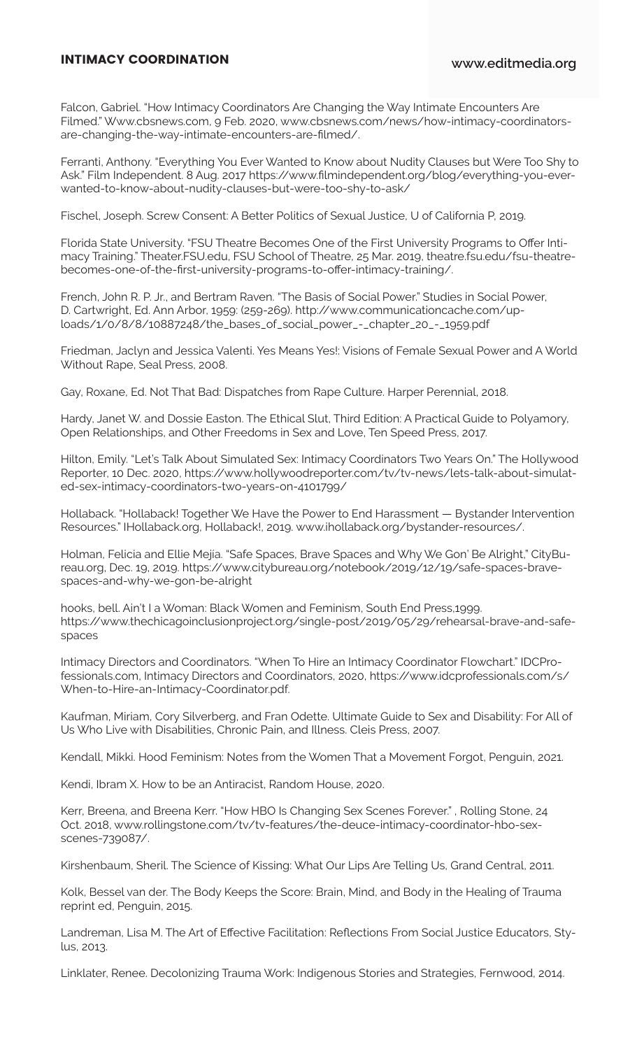Falcon, Gabriel. "How Intimacy Coordinators Are Changing the Way Intimate Encounters Are Filmed." Www.cbsnews.com, 9 Feb. 2020, www.cbsnews.com/news/how-intimacy-coordinators-are-changing-the-way-intimate-encounters-are-filmed/.

Ferranti, Anthony. "Everything You Ever Wanted to Know about Nudity Clauses but Were Too Shy to Ask." Film Independent. 8 Aug. 2017 https://www.filmindependent.org/blog/everything-you-ever-wanted-to-know-about-nudity-clauses-but-were-too-shy-to-ask/

Fischel, Joseph. Screw Consent: A Better Politics of Sexual Justice, U of California P, 2019.

Florida State University. "FSU Theatre Becomes One of the First University Programs to Offer Intimacy Training." Theater.FSU.edu, FSU School of Theatre, 25 Mar. 2019, theatre.fsu.edu/fsu-theatre-becomes-one-of-the-first-university-programs-to-offer-intimacy-training/.

French, John R. P. Jr., and Bertram Raven. "The Basis of Social Power." Studies in Social Power, D. Cartwright, Ed. Ann Arbor, 1959: (259-269). http://www.communicationcache.com/uploads/1/0/8/8/10887248/the_bases_of_social_power_-_chapter_20_-_1959.pdf

Friedman, Jaclyn and Jessica Valenti. Yes Means Yes!: Visions of Female Sexual Power and A World Without Rape, Seal Press, 2008.

Gay, Roxane, Ed. Not That Bad: Dispatches from Rape Culture. Harper Perennial, 2018.

Hardy, Janet W. and Dossie Easton. The Ethical Slut, Third Edition: A Practical Guide to Polyamory, Open Relationships, and Other Freedoms in Sex and Love, Ten Speed Press, 2017.

Hilton, Emily. "Let's Talk About Simulated Sex: Intimacy Coordinators Two Years On." The Hollywood Reporter, 10 Dec. 2020, https://www.hollywoodreporter.com/tv/tv-news/lets-talk-about-simulated-sex-intimacy-coordinators-two-years-on-4101799/

Hollaback. "Hollaback! Together We Have the Power to End Harassment — Bystander Intervention Resources." IHollaback.org, Hollaback!, 2019. www.ihollaback.org/bystander-resources/.

Holman, Felicia and Ellie Mejía. "Safe Spaces, Brave Spaces and Why We Gon' Be Alright," CityBureau.org, Dec. 19, 2019. https://www.citybureau.org/notebook/2019/12/19/safe-spaces-brave-spaces-and-why-we-gon-be-alright

hooks, bell. Ain't I a Woman: Black Women and Feminism, South End Press,1999. https://www.thechicagoinclusionproject.org/single-post/2019/05/29/rehearsal-brave-and-safe-spaces

Intimacy Directors and Coordinators. "When To Hire an Intimacy Coordinator Flowchart." IDCProfessionals.com, Intimacy Directors and Coordinators, 2020, https://www.idcprofessionals.com/s/When-to-Hire-an-Intimacy-Coordinator.pdf.

Kaufman, Miriam, Cory Silverberg, and Fran Odette. Ultimate Guide to Sex and Disability: For All of Us Who Live with Disabilities, Chronic Pain, and Illness. Cleis Press, 2007.

Kendall, Mikki. Hood Feminism: Notes from the Women That a Movement Forgot, Penguin, 2021.

Kendi, Ibram X. How to be an Antiracist, Random House, 2020.

Kerr, Breena, and Breena Kerr. "How HBO Is Changing Sex Scenes Forever." , Rolling Stone, 24 Oct. 2018, www.rollingstone.com/tv/tv-features/the-deuce-intimacy-coordinator-hbo-sex-scenes-739087/.

Kirshenbaum, Sheril. The Science of Kissing: What Our Lips Are Telling Us, Grand Central, 2011.

Kolk, Bessel van der. The Body Keeps the Score: Brain, Mind, and Body in the Healing of Trauma reprint ed, Penguin, 2015.

Landreman, Lisa M. The Art of Effective Facilitation: Reflections From Social Justice Educators, Stylus, 2013.

Linklater, Renee. Decolonizing Trauma Work: Indigenous Stories and Strategies, Fernwood, 2014.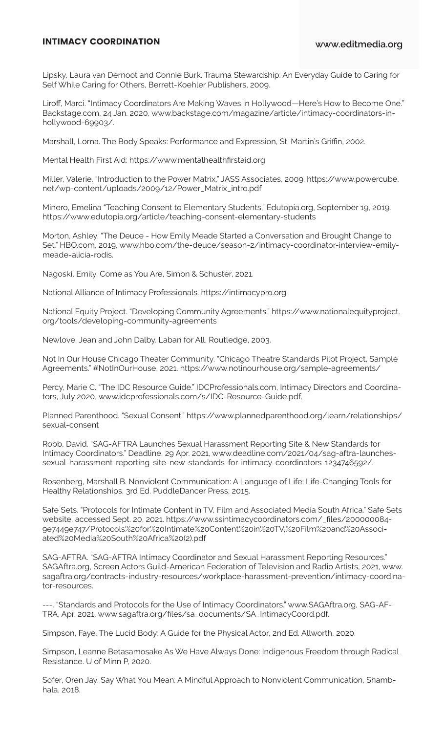Lipsky, Laura van Dernoot and Connie Burk. Trauma Stewardship: An Everyday Guide to Caring for Self While Caring for Others, Berrett-Koehler Publishers, 2009.

Liroff, Marci. "Intimacy Coordinators Are Making Waves in Hollywood—Here's How to Become One." Backstage.com, 24 Jan. 2020, www.backstage.com/magazine/article/intimacy-coordinators-in-hollywood-69903/.

Marshall, Lorna. The Body Speaks: Performance and Expression, St. Martin's Griffin, 2002.

Mental Health First Aid: https://www.mentalhealthfirstaid.org

Miller, Valerie. "Introduction to the Power Matrix," JASS Associates, 2009. https://www.powercube.net/wp-content/uploads/2009/12/Power_Matrix_intro.pdf

Minero, Emelina "Teaching Consent to Elementary Students," Edutopia.org, September 19, 2019. https://www.edutopia.org/article/teaching-consent-elementary-students

Morton, Ashley. "The Deuce - How Emily Meade Started a Conversation and Brought Change to Set." HBO.com, 2019, www.hbo.com/the-deuce/season-2/intimacy-coordinator-interview-emily-meade-alicia-rodis.

Nagoski, Emily. Come as You Are, Simon & Schuster, 2021.

National Alliance of Intimacy Professionals. https://intimacypro.org.

National Equity Project. "Developing Community Agreements." https://www.nationalequityproject.org/tools/developing-community-agreements

Newlove, Jean and John Dalby. Laban for All, Routledge, 2003.

Not In Our House Chicago Theater Community. "Chicago Theatre Standards Pilot Project, Sample Agreements." #NotInOurHouse, 2021. https://www.notinourhouse.org/sample-agreements/

Percy, Marie C. "The IDC Resource Guide." IDCProfessionals.com, Intimacy Directors and Coordinators, July 2020, www.idcprofessionals.com/s/IDC-Resource-Guide.pdf.

Planned Parenthood. "Sexual Consent." https://www.plannedparenthood.org/learn/relationships/sexual-consent

Robb, David. "SAG-AFTRA Launches Sexual Harassment Reporting Site & New Standards for Intimacy Coordinators." Deadline, 29 Apr. 2021, www.deadline.com/2021/04/sag-aftra-launches-sexual-harassment-reporting-site-new-standards-for-intimacy-coordinators-1234746592/.

Rosenberg, Marshall B. Nonviolent Communication: A Language of Life: Life-Changing Tools for Healthy Relationships, 3rd Ed. PuddleDancer Press, 2015.

Safe Sets. "Protocols for Intimate Content in TV, Film and Associated Media South Africa." Safe Sets website, accessed Sept. 20, 2021. https://www.ssintimacycoordinators.com/_files/200000084-9e7449e747/Protocols%20for%20Intimate%20Content%20in%20TV,%20Film%20and%20Associated%20Media%20South%20Africa%20(2).pdf

SAG-AFTRA. "SAG-AFTRA Intimacy Coordinator and Sexual Harassment Reporting Resources." SAGAftra.org, Screen Actors Guild-American Federation of Television and Radio Artists, 2021, www.sagaftra.org/contracts-industry-resources/workplace-harassment-prevention/intimacy-coordinator-resources.

---. "Standards and Protocols for the Use of Intimacy Coordinators." www.SAGAftra.org, SAG-AFTRA, Apr. 2021, www.sagaftra.org/files/sa_documents/SA_IntimacyCoord.pdf.

Simpson, Faye. The Lucid Body: A Guide for the Physical Actor, 2nd Ed. Allworth, 2020.

Simpson, Leanne Betasamosake As We Have Always Done: Indigenous Freedom through Radical Resistance. U of Minn P, 2020.

Sofer, Oren Jay. Say What You Mean: A Mindful Approach to Nonviolent Communication, Shambhala, 2018.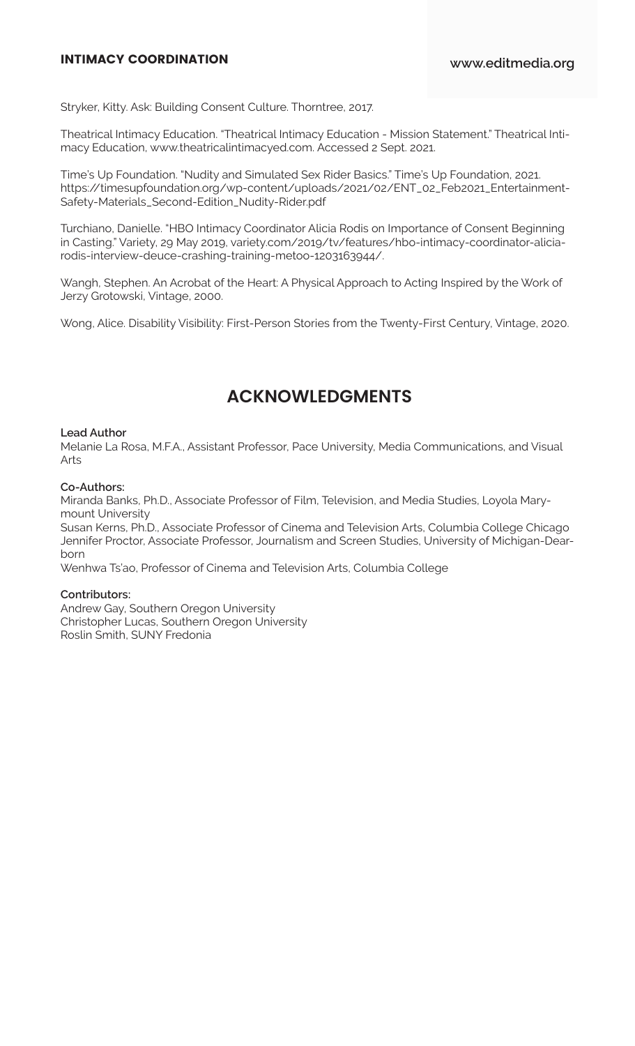Stryker, Kitty. Ask: Building Consent Culture. Thorntree, 2017.

Theatrical Intimacy Education. "Theatrical Intimacy Education - Mission Statement." Theatrical Intimacy Education, www.theatricalintimacyed.com. Accessed 2 Sept. 2021.

Time's Up Foundation. "Nudity and Simulated Sex Rider Basics." Time's Up Foundation, 2021. https://timesupfoundation.org/wp-content/uploads/2021/02/ENT_02_Feb2021_Entertainment-Safety-Materials_Second-Edition_Nudity-Rider.pdf

Turchiano, Danielle. "HBO Intimacy Coordinator Alicia Rodis on Importance of Consent Beginning in Casting." Variety, 29 May 2019, variety.com/2019/tv/features/hbo-intimacy-coordinator-alicia-rodis-interview-deuce-crashing-training-metoo-1203163944/.

Wangh, Stephen. An Acrobat of the Heart: A Physical Approach to Acting Inspired by the Work of Jerzy Grotowski, Vintage, 2000.

Wong, Alice. Disability Visibility: First-Person Stories from the Twenty-First Century, Vintage, 2020.

## ACKNOWLEDGMENTS

**Lead Author**

Melanie La Rosa, M.F.A., Assistant Professor, Pace University, Media Communications, and Visual Arts

**Co-Authors:**

Miranda Banks, Ph.D., Associate Professor of Film, Television, and Media Studies, Loyola Marymount University

Susan Kerns, Ph.D., Associate Professor of Cinema and Television Arts, Columbia College Chicago

Jennifer Proctor, Associate Professor, Journalism and Screen Studies, University of Michigan-Dearborn

Wenhwa Ts'ao, Professor of Cinema and Television Arts, Columbia College

**Contributors:**

Andrew Gay, Southern Oregon University

Christopher Lucas, Southern Oregon University

Roslin Smith, SUNY Fredonia